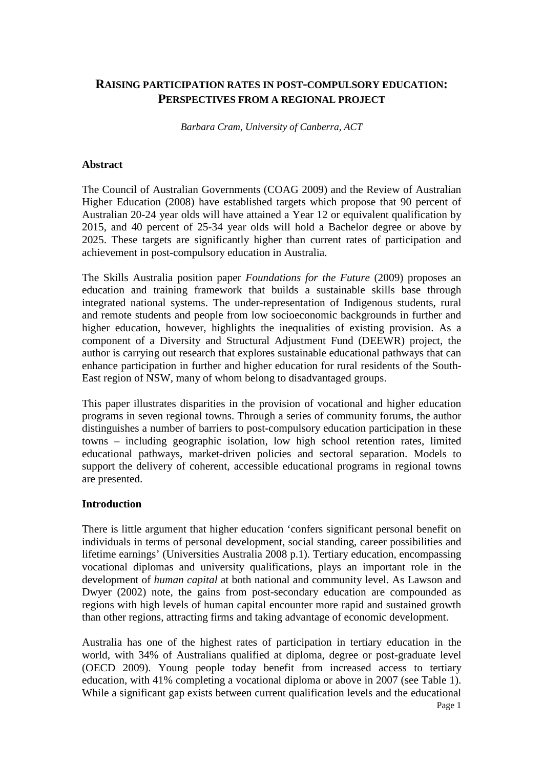# Raising participation rates in post-compulsory education: Perspectives from a regional project

*Barbara Cram, University of Canberra, ACT*

## Abstract

The Council of Australian Governments (COAG 2009) and the Review of Australian Higher Education (2008) have established targets which propose that 90 percent of Australian 20-24 year olds will have attained a Year 12 or equivalent qualification by 2015, and 40 percent of 25-34 year olds will hold a Bachelor degree or above by 2025. These targets are significantly higher than current rates of participation and achievement in post-compulsory education in Australia.

The Skills Australia position paper *Foundations for the Future* (2009) proposes an education and training framework that builds a sustainable skills base through integrated national systems. The under-representation of Indigenous students, rural and remote students and people from low socioeconomic backgrounds in further and higher education, however, highlights the inequalities of existing provision. As a component of a Diversity and Structural Adjustment Fund (DEEWR) project, the author is carrying out research that explores sustainable educational pathways that can enhance participation in further and higher education for rural residents of the South-East region of NSW, many of whom belong to disadvantaged groups.

This paper illustrates disparities in the provision of vocational and higher education programs in seven regional towns. Through a series of community forums, the author distinguishes a number of barriers to post-compulsory education participation in these towns – including geographic isolation, low high school retention rates, limited educational pathways, market-driven policies and sectoral separation. Models to support the delivery of coherent, accessible educational programs in regional towns are presented.

## Introduction

There is little argument that higher education 'confers significant personal benefit on individuals in terms of personal development, social standing, career possibilities and lifetime earnings' (Universities Australia 2008 p.1). Tertiary education, encompassing vocational diplomas and university qualifications, plays an important role in the development of *human capital* at both national and community level. As Lawson and Dwyer (2002) note, the gains from post-secondary education are compounded as regions with high levels of human capital encounter more rapid and sustained growth than other regions, attracting firms and taking advantage of economic development.

Australia has one of the highest rates of participation in tertiary education in the world, with 34% of Australians qualified at diploma, degree or post-graduate level (OECD 2009). Young people today benefit from increased access to tertiary education, with 41% completing a vocational diploma or above in 2007 (see Table 1). While a significant gap exists between current qualification levels and the educational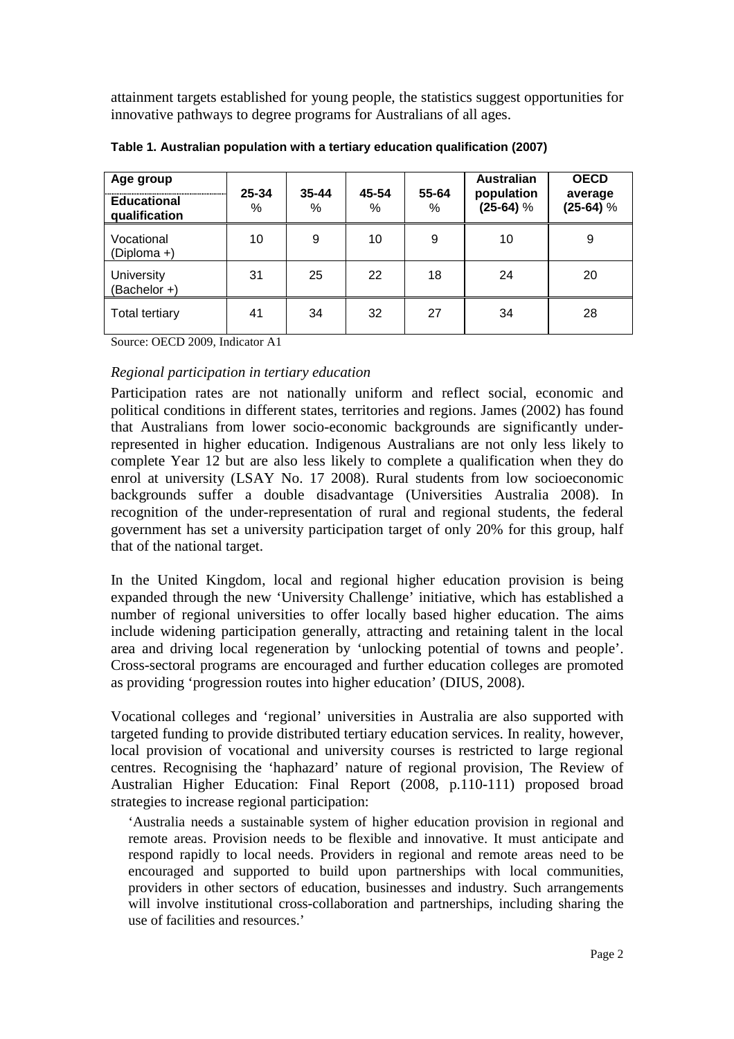attainment targets established for young people, the statistics suggest opportunities for innovative pathways to degree programs for Australians of all ages.

**Table 1. Australian population with a tertiary education qualification (2007)**

| Age group / Educational qualification | 25-34 % | 35-44 % | 45-54 % | 55-64 % | Australian population (25-64) % | OECD average (25-64) % |
|---|---|---|---|---|---|---|
| Vocational (Diploma +) | 10 | 9 | 10 | 9 | 10 | 9 |
| University (Bachelor +) | 31 | 25 | 22 | 18 | 24 | 20 |
| Total tertiary | 41 | 34 | 32 | 27 | 34 | 28 |

Source: OECD 2009, Indicator A1

*Regional participation in tertiary education*

Participation rates are not nationally uniform and reflect social, economic and political conditions in different states, territories and regions. James (2002) has found that Australians from lower socio-economic backgrounds are significantly under-represented in higher education. Indigenous Australians are not only less likely to complete Year 12 but are also less likely to complete a qualification when they do enrol at university (LSAY No. 17 2008). Rural students from low socioeconomic backgrounds suffer a double disadvantage (Universities Australia 2008). In recognition of the under-representation of rural and regional students, the federal government has set a university participation target of only 20% for this group, half that of the national target.

In the United Kingdom, local and regional higher education provision is being expanded through the new 'University Challenge' initiative, which has established a number of regional universities to offer locally based higher education. The aims include widening participation generally, attracting and retaining talent in the local area and driving local regeneration by 'unlocking potential of towns and people'. Cross-sectoral programs are encouraged and further education colleges are promoted as providing 'progression routes into higher education' (DIUS, 2008).

Vocational colleges and 'regional' universities in Australia are also supported with targeted funding to provide distributed tertiary education services. In reality, however, local provision of vocational and university courses is restricted to large regional centres. Recognising the 'haphazard' nature of regional provision, The Review of Australian Higher Education: Final Report (2008, p.110-111) proposed broad strategies to increase regional participation:

> 'Australia needs a sustainable system of higher education provision in regional and remote areas. Provision needs to be flexible and innovative. It must anticipate and respond rapidly to local needs. Providers in regional and remote areas need to be encouraged and supported to build upon partnerships with local communities, providers in other sectors of education, businesses and industry. Such arrangements will involve institutional cross-collaboration and partnerships, including sharing the use of facilities and resources.'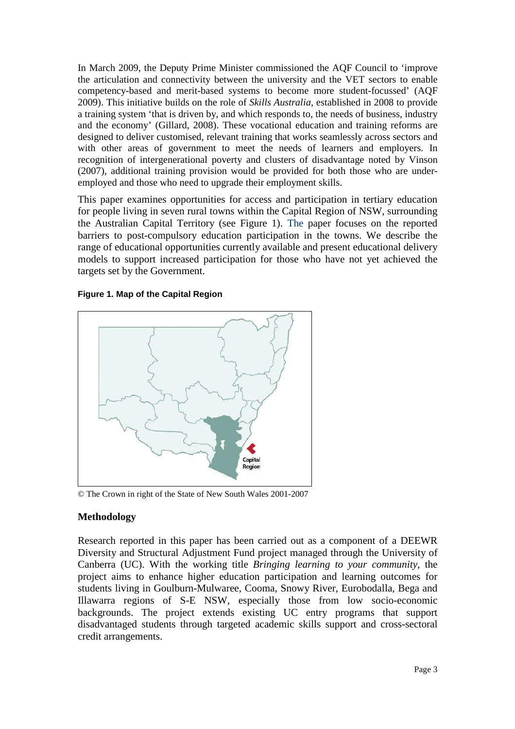In March 2009, the Deputy Prime Minister commissioned the AQF Council to 'improve the articulation and connectivity between the university and the VET sectors to enable competency-based and merit-based systems to become more student-focussed' (AQF 2009). This initiative builds on the role of *Skills Australia*, established in 2008 to provide a training system 'that is driven by, and which responds to, the needs of business, industry and the economy' (Gillard, 2008). These vocational education and training reforms are designed to deliver customised, relevant training that works seamlessly across sectors and with other areas of government to meet the needs of learners and employers. In recognition of intergenerational poverty and clusters of disadvantage noted by Vinson (2007), additional training provision would be provided for both those who are under-employed and those who need to upgrade their employment skills.

This paper examines opportunities for access and participation in tertiary education for people living in seven rural towns within the Capital Region of NSW, surrounding the Australian Capital Territory (see Figure 1). The paper focuses on the reported barriers to post-compulsory education participation in the towns. We describe the range of educational opportunities currently available and present educational delivery models to support increased participation for those who have not yet achieved the targets set by the Government.

**Figure 1. Map of the Capital Region**

© The Crown in right of the State of New South Wales 2001-2007

## Methodology

Research reported in this paper has been carried out as a component of a DEEWR Diversity and Structural Adjustment Fund project managed through the University of Canberra (UC). With the working title *Bringing learning to your community*, the project aims to enhance higher education participation and learning outcomes for students living in Goulburn-Mulwaree, Cooma, Snowy River, Eurobodalla, Bega and Illawarra regions of S-E NSW, especially those from low socio-economic backgrounds. The project extends existing UC entry programs that support disadvantaged students through targeted academic skills support and cross-sectoral credit arrangements.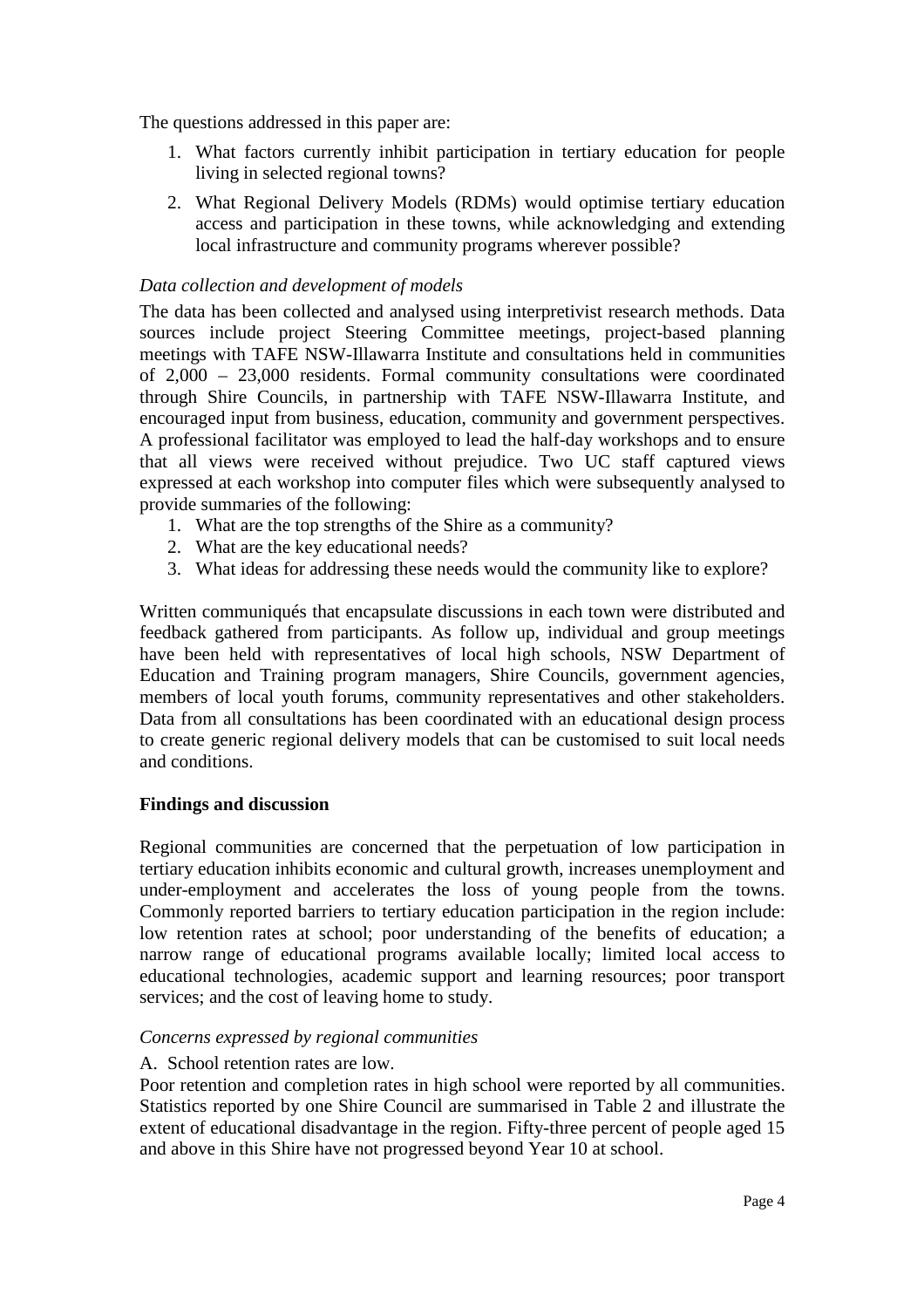The questions addressed in this paper are:

1. What factors currently inhibit participation in tertiary education for people living in selected regional towns?
2. What Regional Delivery Models (RDMs) would optimise tertiary education access and participation in these towns, while acknowledging and extending local infrastructure and community programs wherever possible?

*Data collection and development of models*

The data has been collected and analysed using interpretivist research methods. Data sources include project Steering Committee meetings, project-based planning meetings with TAFE NSW-Illawarra Institute and consultations held in communities of 2,000 – 23,000 residents. Formal community consultations were coordinated through Shire Councils, in partnership with TAFE NSW-Illawarra Institute, and encouraged input from business, education, community and government perspectives. A professional facilitator was employed to lead the half-day workshops and to ensure that all views were received without prejudice. Two UC staff captured views expressed at each workshop into computer files which were subsequently analysed to provide summaries of the following:

1. What are the top strengths of the Shire as a community?
2. What are the key educational needs?
3. What ideas for addressing these needs would the community like to explore?

Written communiqués that encapsulate discussions in each town were distributed and feedback gathered from participants. As follow up, individual and group meetings have been held with representatives of local high schools, NSW Department of Education and Training program managers, Shire Councils, government agencies, members of local youth forums, community representatives and other stakeholders. Data from all consultations has been coordinated with an educational design process to create generic regional delivery models that can be customised to suit local needs and conditions.

## Findings and discussion

Regional communities are concerned that the perpetuation of low participation in tertiary education inhibits economic and cultural growth, increases unemployment and under-employment and accelerates the loss of young people from the towns. Commonly reported barriers to tertiary education participation in the region include: low retention rates at school; poor understanding of the benefits of education; a narrow range of educational programs available locally; limited local access to educational technologies, academic support and learning resources; poor transport services; and the cost of leaving home to study.

*Concerns expressed by regional communities*

A. School retention rates are low.

Poor retention and completion rates in high school were reported by all communities. Statistics reported by one Shire Council are summarised in Table 2 and illustrate the extent of educational disadvantage in the region. Fifty-three percent of people aged 15 and above in this Shire have not progressed beyond Year 10 at school.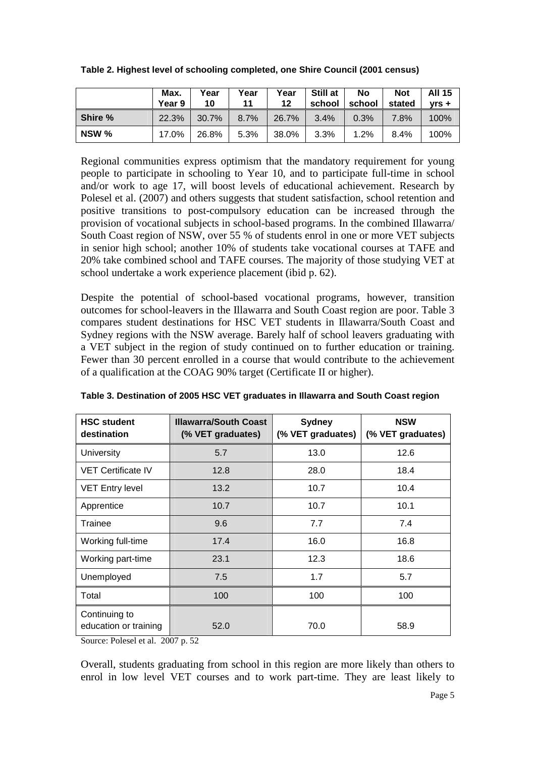**Table 2. Highest level of schooling completed, one Shire Council (2001 census)**

| | Max. Year 9 | Year 10 | Year 11 | Year 12 | Still at school | No school | Not stated | All 15 yrs + |
|---|---|---|---|---|---|---|---|---|
| **Shire %** | 22.3% | 30.7% | 8.7% | 26.7% | 3.4% | 0.3% | 7.8% | 100% |
| **NSW %** | 17.0% | 26.8% | 5.3% | 38.0% | 3.3% | 1.2% | 8.4% | 100% |

Regional communities express optimism that the mandatory requirement for young people to participate in schooling to Year 10, and to participate full-time in school and/or work to age 17, will boost levels of educational achievement. Research by Polesel et al. (2007) and others suggests that student satisfaction, school retention and positive transitions to post-compulsory education can be increased through the provision of vocational subjects in school-based programs. In the combined Illawarra/ South Coast region of NSW, over 55 % of students enrol in one or more VET subjects in senior high school; another 10% of students take vocational courses at TAFE and 20% take combined school and TAFE courses. The majority of those studying VET at school undertake a work experience placement (ibid p. 62).

Despite the potential of school-based vocational programs, however, transition outcomes for school-leavers in the Illawarra and South Coast region are poor. Table 3 compares student destinations for HSC VET students in Illawarra/South Coast and Sydney regions with the NSW average. Barely half of school leavers graduating with a VET subject in the region of study continued on to further education or training. Fewer than 30 percent enrolled in a course that would contribute to the achievement of a qualification at the COAG 90% target (Certificate II or higher).

**Table 3. Destination of 2005 HSC VET graduates in Illawarra and South Coast region**

| HSC student destination | Illawarra/South Coast (% VET graduates) | Sydney (% VET graduates) | NSW (% VET graduates) |
|---|---|---|---|
| University | 5.7 | 13.0 | 12.6 |
| VET Certificate IV | 12.8 | 28.0 | 18.4 |
| VET Entry level | 13.2 | 10.7 | 10.4 |
| Apprentice | 10.7 | 10.7 | 10.1 |
| Trainee | 9.6 | 7.7 | 7.4 |
| Working full-time | 17.4 | 16.0 | 16.8 |
| Working part-time | 23.1 | 12.3 | 18.6 |
| Unemployed | 7.5 | 1.7 | 5.7 |
| Total | 100 | 100 | 100 |
| Continuing to education or training | 52.0 | 70.0 | 58.9 |

Source: Polesel et al. 2007 p. 52

Overall, students graduating from school in this region are more likely than others to enrol in low level VET courses and to work part-time. They are least likely to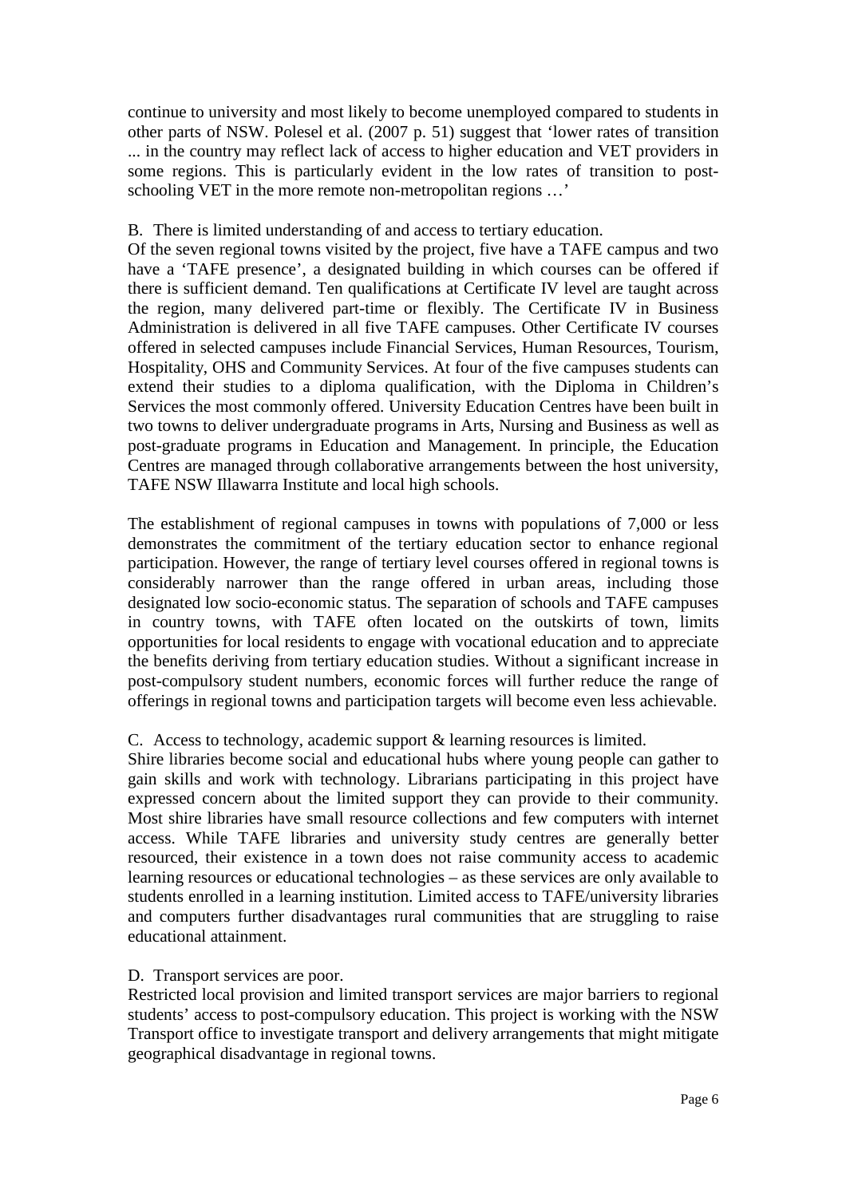continue to university and most likely to become unemployed compared to students in other parts of NSW. Polesel et al. (2007 p. 51) suggest that 'lower rates of transition ... in the country may reflect lack of access to higher education and VET providers in some regions. This is particularly evident in the low rates of transition to post-schooling VET in the more remote non-metropolitan regions …'

B. There is limited understanding of and access to tertiary education.

Of the seven regional towns visited by the project, five have a TAFE campus and two have a 'TAFE presence', a designated building in which courses can be offered if there is sufficient demand. Ten qualifications at Certificate IV level are taught across the region, many delivered part-time or flexibly. The Certificate IV in Business Administration is delivered in all five TAFE campuses. Other Certificate IV courses offered in selected campuses include Financial Services, Human Resources, Tourism, Hospitality, OHS and Community Services. At four of the five campuses students can extend their studies to a diploma qualification, with the Diploma in Children's Services the most commonly offered. University Education Centres have been built in two towns to deliver undergraduate programs in Arts, Nursing and Business as well as post-graduate programs in Education and Management. In principle, the Education Centres are managed through collaborative arrangements between the host university, TAFE NSW Illawarra Institute and local high schools.

The establishment of regional campuses in towns with populations of 7,000 or less demonstrates the commitment of the tertiary education sector to enhance regional participation. However, the range of tertiary level courses offered in regional towns is considerably narrower than the range offered in urban areas, including those designated low socio-economic status. The separation of schools and TAFE campuses in country towns, with TAFE often located on the outskirts of town, limits opportunities for local residents to engage with vocational education and to appreciate the benefits deriving from tertiary education studies. Without a significant increase in post-compulsory student numbers, economic forces will further reduce the range of offerings in regional towns and participation targets will become even less achievable.

C. Access to technology, academic support & learning resources is limited.

Shire libraries become social and educational hubs where young people can gather to gain skills and work with technology. Librarians participating in this project have expressed concern about the limited support they can provide to their community. Most shire libraries have small resource collections and few computers with internet access. While TAFE libraries and university study centres are generally better resourced, their existence in a town does not raise community access to academic learning resources or educational technologies – as these services are only available to students enrolled in a learning institution. Limited access to TAFE/university libraries and computers further disadvantages rural communities that are struggling to raise educational attainment.

D. Transport services are poor.

Restricted local provision and limited transport services are major barriers to regional students' access to post-compulsory education. This project is working with the NSW Transport office to investigate transport and delivery arrangements that might mitigate geographical disadvantage in regional towns.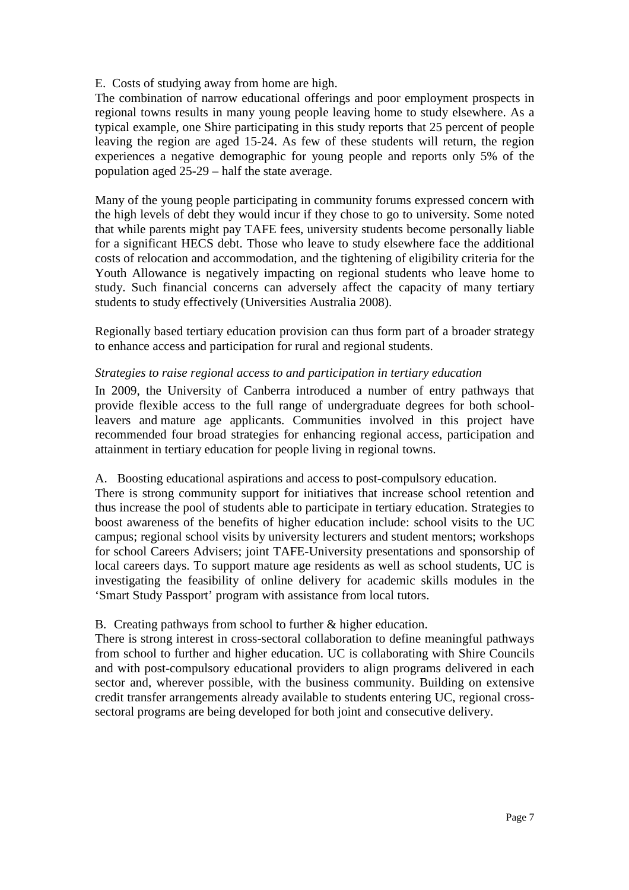E. Costs of studying away from home are high.

The combination of narrow educational offerings and poor employment prospects in regional towns results in many young people leaving home to study elsewhere. As a typical example, one Shire participating in this study reports that 25 percent of people leaving the region are aged 15-24. As few of these students will return, the region experiences a negative demographic for young people and reports only 5% of the population aged 25-29 – half the state average.

Many of the young people participating in community forums expressed concern with the high levels of debt they would incur if they chose to go to university. Some noted that while parents might pay TAFE fees, university students become personally liable for a significant HECS debt. Those who leave to study elsewhere face the additional costs of relocation and accommodation, and the tightening of eligibility criteria for the Youth Allowance is negatively impacting on regional students who leave home to study. Such financial concerns can adversely affect the capacity of many tertiary students to study effectively (Universities Australia 2008).

Regionally based tertiary education provision can thus form part of a broader strategy to enhance access and participation for rural and regional students.

*Strategies to raise regional access to and participation in tertiary education*

In 2009, the University of Canberra introduced a number of entry pathways that provide flexible access to the full range of undergraduate degrees for both school-leavers and mature age applicants. Communities involved in this project have recommended four broad strategies for enhancing regional access, participation and attainment in tertiary education for people living in regional towns.

A. Boosting educational aspirations and access to post-compulsory education.

There is strong community support for initiatives that increase school retention and thus increase the pool of students able to participate in tertiary education. Strategies to boost awareness of the benefits of higher education include: school visits to the UC campus; regional school visits by university lecturers and student mentors; workshops for school Careers Advisers; joint TAFE-University presentations and sponsorship of local careers days. To support mature age residents as well as school students, UC is investigating the feasibility of online delivery for academic skills modules in the 'Smart Study Passport' program with assistance from local tutors.

B. Creating pathways from school to further & higher education.

There is strong interest in cross-sectoral collaboration to define meaningful pathways from school to further and higher education. UC is collaborating with Shire Councils and with post-compulsory educational providers to align programs delivered in each sector and, wherever possible, with the business community. Building on extensive credit transfer arrangements already available to students entering UC, regional cross-sectoral programs are being developed for both joint and consecutive delivery.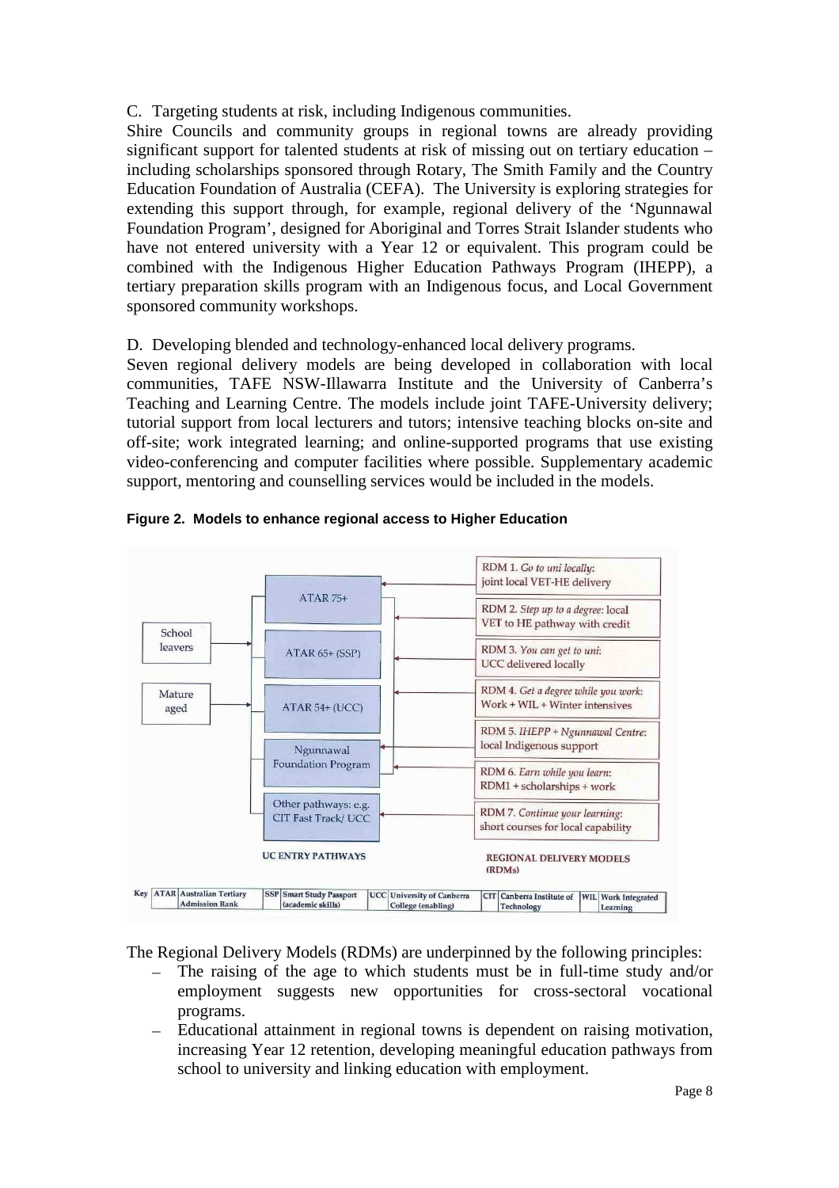C. Targeting students at risk, including Indigenous communities.

Shire Councils and community groups in regional towns are already providing significant support for talented students at risk of missing out on tertiary education – including scholarships sponsored through Rotary, The Smith Family and the Country Education Foundation of Australia (CEFA). The University is exploring strategies for extending this support through, for example, regional delivery of the 'Ngunnawal Foundation Program', designed for Aboriginal and Torres Strait Islander students who have not entered university with a Year 12 or equivalent. This program could be combined with the Indigenous Higher Education Pathways Program (IHEPP), a tertiary preparation skills program with an Indigenous focus, and Local Government sponsored community workshops.

D. Developing blended and technology-enhanced local delivery programs.

Seven regional delivery models are being developed in collaboration with local communities, TAFE NSW-Illawarra Institute and the University of Canberra's Teaching and Learning Centre. The models include joint TAFE-University delivery; tutorial support from local lecturers and tutors; intensive teaching blocks on-site and off-site; work integrated learning; and online-supported programs that use existing video-conferencing and computer facilities where possible. Supplementary academic support, mentoring and counselling services would be included in the models.

**Figure 2. Models to enhance regional access to Higher Education**

School leavers

Mature aged

UC ENTRY PATHWAYS

- ATAR 75+
- ATAR 65+ (SSP)
- ATAR 54+ (UCC)
- Ngunnawal Foundation Program
- Other pathways: e.g. CIT Fast Track/ UCC

REGIONAL DELIVERY MODELS (RDMs)

- RDM 1. *Go to uni locally*: joint local VET-HE delivery
- RDM 2. *Step up to a degree*: local VET to HE pathway with credit
- RDM 3. *You can get to uni*: UCC delivered locally
- RDM 4. *Get a degree while you work*: Work + WIL + Winter intensives
- RDM 5. *IHEPP + Ngunnawal Centre*: local Indigenous support
- RDM 6. *Earn while you learn*: RDM1 + scholarships + work
- RDM 7. *Continue your learning*: short courses for local capability

| Key | | | | | | | | | |
|---|---|---|---|---|---|---|---|---|---|
| ATAR | Australian Tertiary Admission Rank | SSP | Smart Study Passport (academic skills) | UCC | University of Canberra College (enabling) | CIT | Canberra Institute of Technology | WIL | Work Integrated Learning |

The Regional Delivery Models (RDMs) are underpinned by the following principles:

- The raising of the age to which students must be in full-time study and/or employment suggests new opportunities for cross-sectoral vocational programs.
- Educational attainment in regional towns is dependent on raising motivation, increasing Year 12 retention, developing meaningful education pathways from school to university and linking education with employment.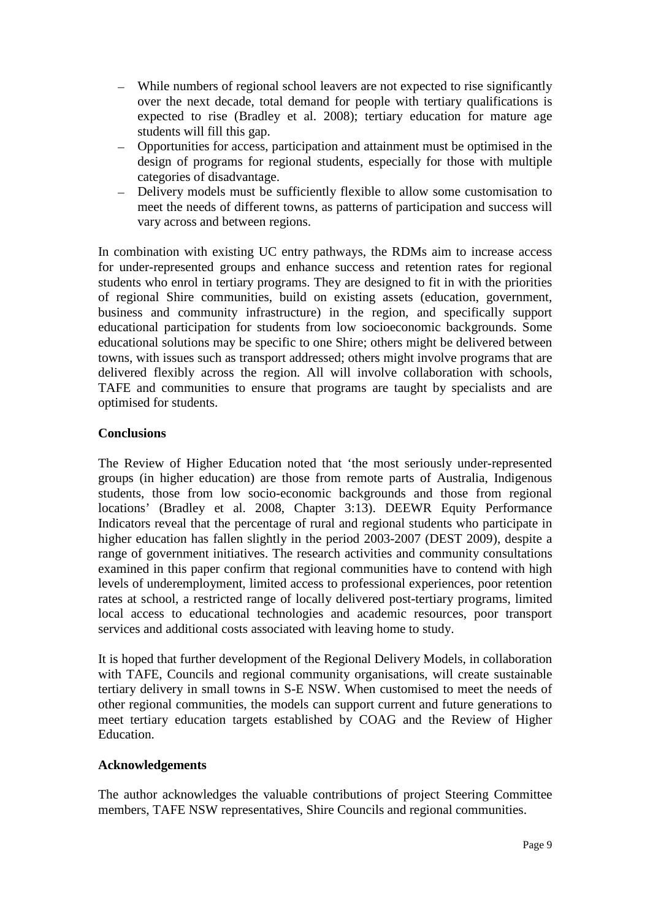- While numbers of regional school leavers are not expected to rise significantly over the next decade, total demand for people with tertiary qualifications is expected to rise (Bradley et al. 2008); tertiary education for mature age students will fill this gap.
- Opportunities for access, participation and attainment must be optimised in the design of programs for regional students, especially for those with multiple categories of disadvantage.
- Delivery models must be sufficiently flexible to allow some customisation to meet the needs of different towns, as patterns of participation and success will vary across and between regions.

In combination with existing UC entry pathways, the RDMs aim to increase access for under-represented groups and enhance success and retention rates for regional students who enrol in tertiary programs. They are designed to fit in with the priorities of regional Shire communities, build on existing assets (education, government, business and community infrastructure) in the region, and specifically support educational participation for students from low socioeconomic backgrounds. Some educational solutions may be specific to one Shire; others might be delivered between towns, with issues such as transport addressed; others might involve programs that are delivered flexibly across the region. All will involve collaboration with schools, TAFE and communities to ensure that programs are taught by specialists and are optimised for students.

## Conclusions

The Review of Higher Education noted that 'the most seriously under-represented groups (in higher education) are those from remote parts of Australia, Indigenous students, those from low socio-economic backgrounds and those from regional locations' (Bradley et al. 2008, Chapter 3:13). DEEWR Equity Performance Indicators reveal that the percentage of rural and regional students who participate in higher education has fallen slightly in the period 2003-2007 (DEST 2009), despite a range of government initiatives. The research activities and community consultations examined in this paper confirm that regional communities have to contend with high levels of underemployment, limited access to professional experiences, poor retention rates at school, a restricted range of locally delivered post-tertiary programs, limited local access to educational technologies and academic resources, poor transport services and additional costs associated with leaving home to study.

It is hoped that further development of the Regional Delivery Models, in collaboration with TAFE, Councils and regional community organisations, will create sustainable tertiary delivery in small towns in S-E NSW. When customised to meet the needs of other regional communities, the models can support current and future generations to meet tertiary education targets established by COAG and the Review of Higher Education.

## Acknowledgements

The author acknowledges the valuable contributions of project Steering Committee members, TAFE NSW representatives, Shire Councils and regional communities.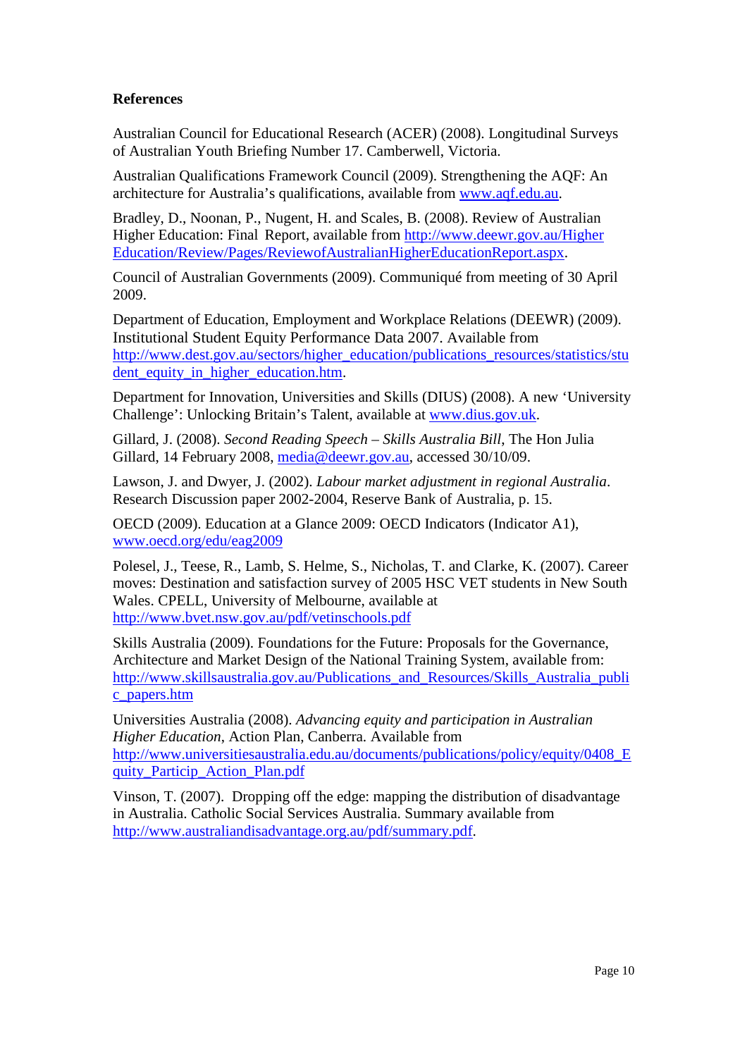**References**

Australian Council for Educational Research (ACER) (2008). Longitudinal Surveys of Australian Youth Briefing Number 17. Camberwell, Victoria.

Australian Qualifications Framework Council (2009). Strengthening the AQF: An architecture for Australia's qualifications, available from www.aqf.edu.au.

Bradley, D., Noonan, P., Nugent, H. and Scales, B. (2008). Review of Australian Higher Education: Final Report, available from http://www.deewr.gov.au/Higher Education/Review/Pages/ReviewofAustralianHigherEducationReport.aspx.

Council of Australian Governments (2009). Communiqué from meeting of 30 April 2009.

Department of Education, Employment and Workplace Relations (DEEWR) (2009). Institutional Student Equity Performance Data 2007. Available from http://www.dest.gov.au/sectors/higher_education/publications_resources/statistics/student_equity_in_higher_education.htm.

Department for Innovation, Universities and Skills (DIUS) (2008). A new 'University Challenge': Unlocking Britain's Talent, available at www.dius.gov.uk.

Gillard, J. (2008). *Second Reading Speech – Skills Australia Bill*, The Hon Julia Gillard, 14 February 2008, media@deewr.gov.au, accessed 30/10/09.

Lawson, J. and Dwyer, J. (2002). *Labour market adjustment in regional Australia*. Research Discussion paper 2002-2004, Reserve Bank of Australia, p. 15.

OECD (2009). Education at a Glance 2009: OECD Indicators (Indicator A1), www.oecd.org/edu/eag2009

Polesel, J., Teese, R., Lamb, S. Helme, S., Nicholas, T. and Clarke, K. (2007). Career moves: Destination and satisfaction survey of 2005 HSC VET students in New South Wales. CPELL, University of Melbourne, available at http://www.bvet.nsw.gov.au/pdf/vetinschools.pdf

Skills Australia (2009). Foundations for the Future: Proposals for the Governance, Architecture and Market Design of the National Training System, available from: http://www.skillsaustralia.gov.au/Publications_and_Resources/Skills_Australia_public_papers.htm

Universities Australia (2008). *Advancing equity and participation in Australian Higher Education*, Action Plan, Canberra. Available from http://www.universitiesaustralia.edu.au/documents/publications/policy/equity/0408_Equity_Particip_Action_Plan.pdf

Vinson, T. (2007). Dropping off the edge: mapping the distribution of disadvantage in Australia. Catholic Social Services Australia. Summary available from http://www.australiandisadvantage.org.au/pdf/summary.pdf.